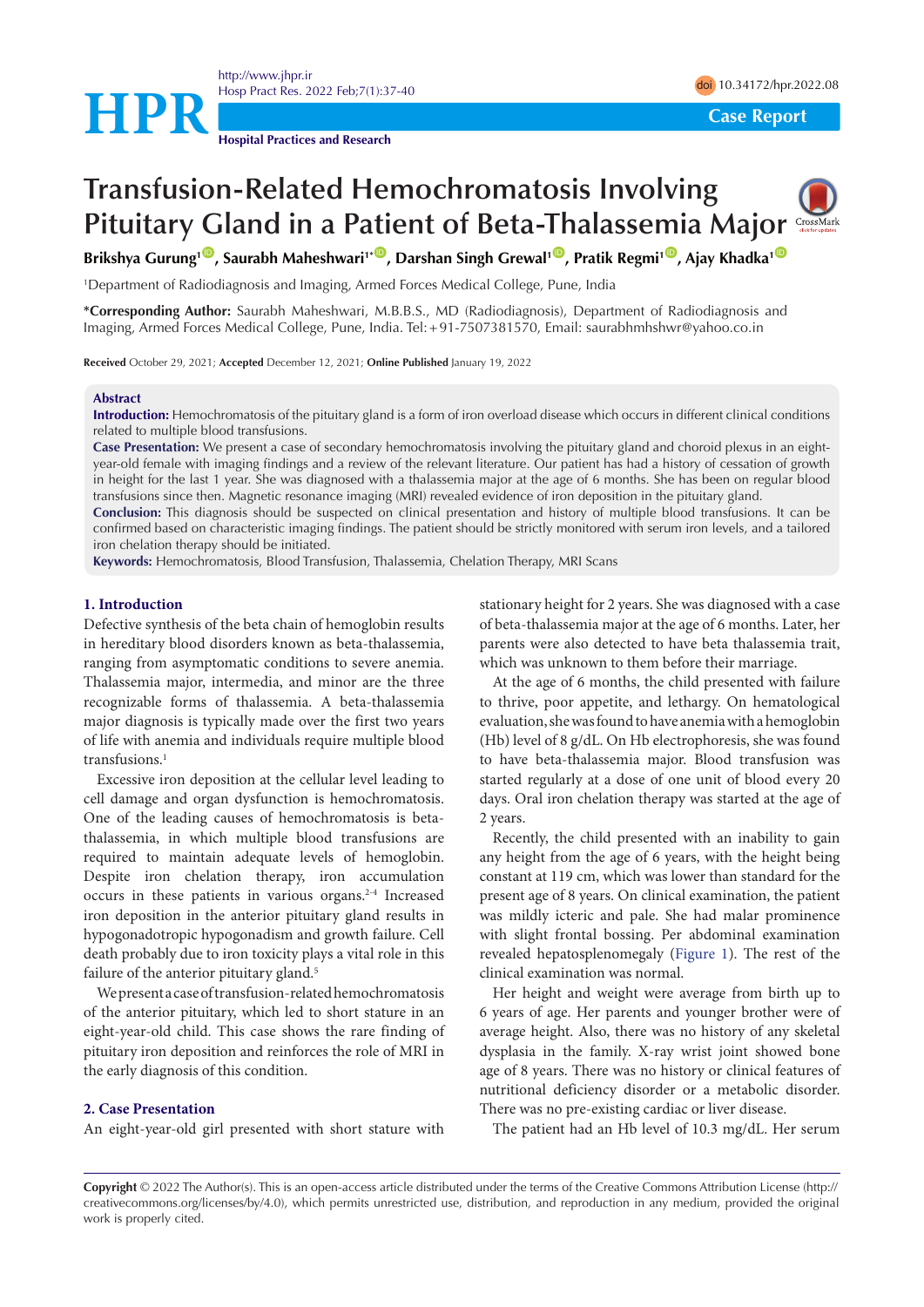Case Report

# Transfusion-Related Hemochromatosis Involving Pituitary Gland in a Patient of Beta-Thalassemia Major

**Brikshya Gurung[1], Saurabh Maheshwari[1*], Darshan Singh Grewal[1], Pratik Regmi[1], Ajay Khadka[1]**

[1]Department of Radiodiagnosis and Imaging, Armed Forces Medical College, Pune, India

**\*Corresponding Author:** Saurabh Maheshwari, M.B.B.S., MD (Radiodiagnosis), Department of Radiodiagnosis and Imaging, Armed Forces Medical College, Pune, India. Tel: +91-7507381570, Email: saurabhmhshwr@yahoo.co.in

**Received** October 29, 2021; **Accepted** December 12, 2021; **Online Published** January 19, 2022

## Abstract

**Introduction:** Hemochromatosis of the pituitary gland is a form of iron overload disease which occurs in different clinical conditions related to multiple blood transfusions.

**Case Presentation:** We present a case of secondary hemochromatosis involving the pituitary gland and choroid plexus in an eight-year-old female with imaging findings and a review of the relevant literature. Our patient has had a history of cessation of growth in height for the last 1 year. She was diagnosed with a thalassemia major at the age of 6 months. She has been on regular blood transfusions since then. Magnetic resonance imaging (MRI) revealed evidence of iron deposition in the pituitary gland.

**Conclusion:** This diagnosis should be suspected on clinical presentation and history of multiple blood transfusions. It can be confirmed based on characteristic imaging findings. The patient should be strictly monitored with serum iron levels, and a tailored iron chelation therapy should be initiated.

**Keywords:** Hemochromatosis, Blood Transfusion, Thalassemia, Chelation Therapy, MRI Scans

## 1. Introduction

Defective synthesis of the beta chain of hemoglobin results in hereditary blood disorders known as beta-thalassemia, ranging from asymptomatic conditions to severe anemia. Thalassemia major, intermedia, and minor are the three recognizable forms of thalassemia. A beta-thalassemia major diagnosis is typically made over the first two years of life with anemia and individuals require multiple blood transfusions.[1]

Excessive iron deposition at the cellular level leading to cell damage and organ dysfunction is hemochromatosis. One of the leading causes of hemochromatosis is beta-thalassemia, in which multiple blood transfusions are required to maintain adequate levels of hemoglobin. Despite iron chelation therapy, iron accumulation occurs in these patients in various organs.[2-4] Increased iron deposition in the anterior pituitary gland results in hypogonadotropic hypogonadism and growth failure. Cell death probably due to iron toxicity plays a vital role in this failure of the anterior pituitary gland.[5]

We present a case of transfusion-related hemochromatosis of the anterior pituitary, which led to short stature in an eight-year-old child. This case shows the rare finding of pituitary iron deposition and reinforces the role of MRI in the early diagnosis of this condition.

## 2. Case Presentation

An eight-year-old girl presented with short stature with stationary height for 2 years. She was diagnosed with a case of beta-thalassemia major at the age of 6 months. Later, her parents were also detected to have beta thalassemia trait, which was unknown to them before their marriage.

At the age of 6 months, the child presented with failure to thrive, poor appetite, and lethargy. On hematological evaluation, she was found to have anemia with a hemoglobin (Hb) level of 8 g/dL. On Hb electrophoresis, she was found to have beta-thalassemia major. Blood transfusion was started regularly at a dose of one unit of blood every 20 days. Oral iron chelation therapy was started at the age of 2 years.

Recently, the child presented with an inability to gain any height from the age of 6 years, with the height being constant at 119 cm, which was lower than standard for the present age of 8 years. On clinical examination, the patient was mildly icteric and pale. She had malar prominence with slight frontal bossing. Per abdominal examination revealed hepatosplenomegaly (Figure 1). The rest of the clinical examination was normal.

Her height and weight were average from birth up to 6 years of age. Her parents and younger brother were of average height. Also, there was no history of any skeletal dysplasia in the family. X-ray wrist joint showed bone age of 8 years. There was no history or clinical features of nutritional deficiency disorder or a metabolic disorder. There was no pre-existing cardiac or liver disease.

The patient had an Hb level of 10.3 mg/dL. Her serum

**Copyright** © 2022 The Author(s). This is an open-access article distributed under the terms of the Creative Commons Attribution License (http://creativecommons.org/licenses/by/4.0), which permits unrestricted use, distribution, and reproduction in any medium, provided the original work is properly cited.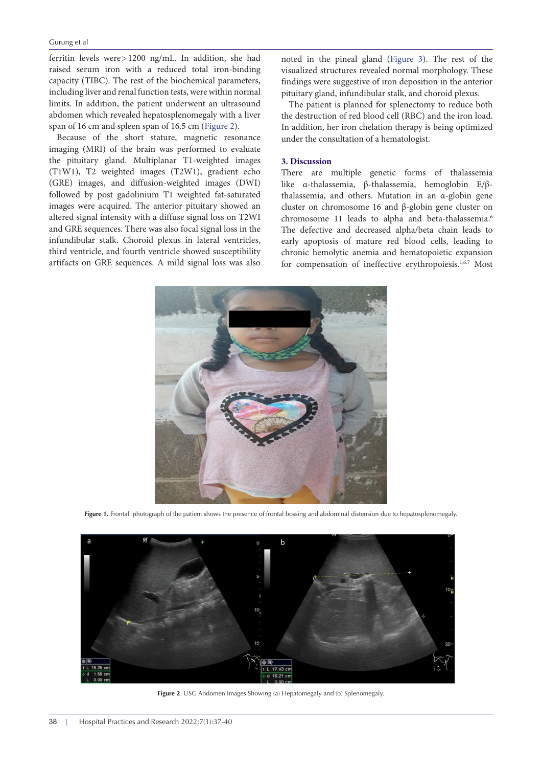ferritin levels were > 1200 ng/mL. In addition, she had raised serum iron with a reduced total iron-binding capacity (TIBC). The rest of the biochemical parameters, including liver and renal function tests, were within normal limits. In addition, the patient underwent an ultrasound abdomen which revealed hepatosplenomegaly with a liver span of 16 cm and spleen span of 16.5 cm (Figure 2).

Because of the short stature, magnetic resonance imaging (MRI) of the brain was performed to evaluate the pituitary gland. Multiplanar T1-weighted images (T1W1), T2 weighted images (T2W1), gradient echo (GRE) images, and diffusion-weighted images (DWI) followed by post gadolinium T1 weighted fat-saturated images were acquired. The anterior pituitary showed an altered signal intensity with a diffuse signal loss on T2WI and GRE sequences. There was also focal signal loss in the infundibular stalk. Choroid plexus in lateral ventricles, third ventricle, and fourth ventricle showed susceptibility artifacts on GRE sequences. A mild signal loss was also noted in the pineal gland (Figure 3). The rest of the visualized structures revealed normal morphology. These findings were suggestive of iron deposition in the anterior pituitary gland, infundibular stalk, and choroid plexus.

The patient is planned for splenectomy to reduce both the destruction of red blood cell (RBC) and the iron load. In addition, her iron chelation therapy is being optimized under the consultation of a hematologist.

## 3. Discussion

There are multiple genetic forms of thalassemia like α-thalassemia, β-thalassemia, hemoglobin E/β-thalassemia, and others. Mutation in an α-globin gene cluster on chromosome 16 and β-globin gene cluster on chromosome 11 leads to alpha and beta-thalassemia.[6] The defective and decreased alpha/beta chain leads to early apoptosis of mature red blood cells, leading to chronic hemolytic anemia and hematopoietic expansion for compensation of ineffective erythropoiesis.[1,6,7] Most

**Figure 1.** Frontal photograph of the patient shows the presence of frontal bossing and abdominal distension due to hepatosplenomegaly.

**Figure 2**. USG Abdomen Images Showing (a) Hepatomegaly and (b) Splenomegaly.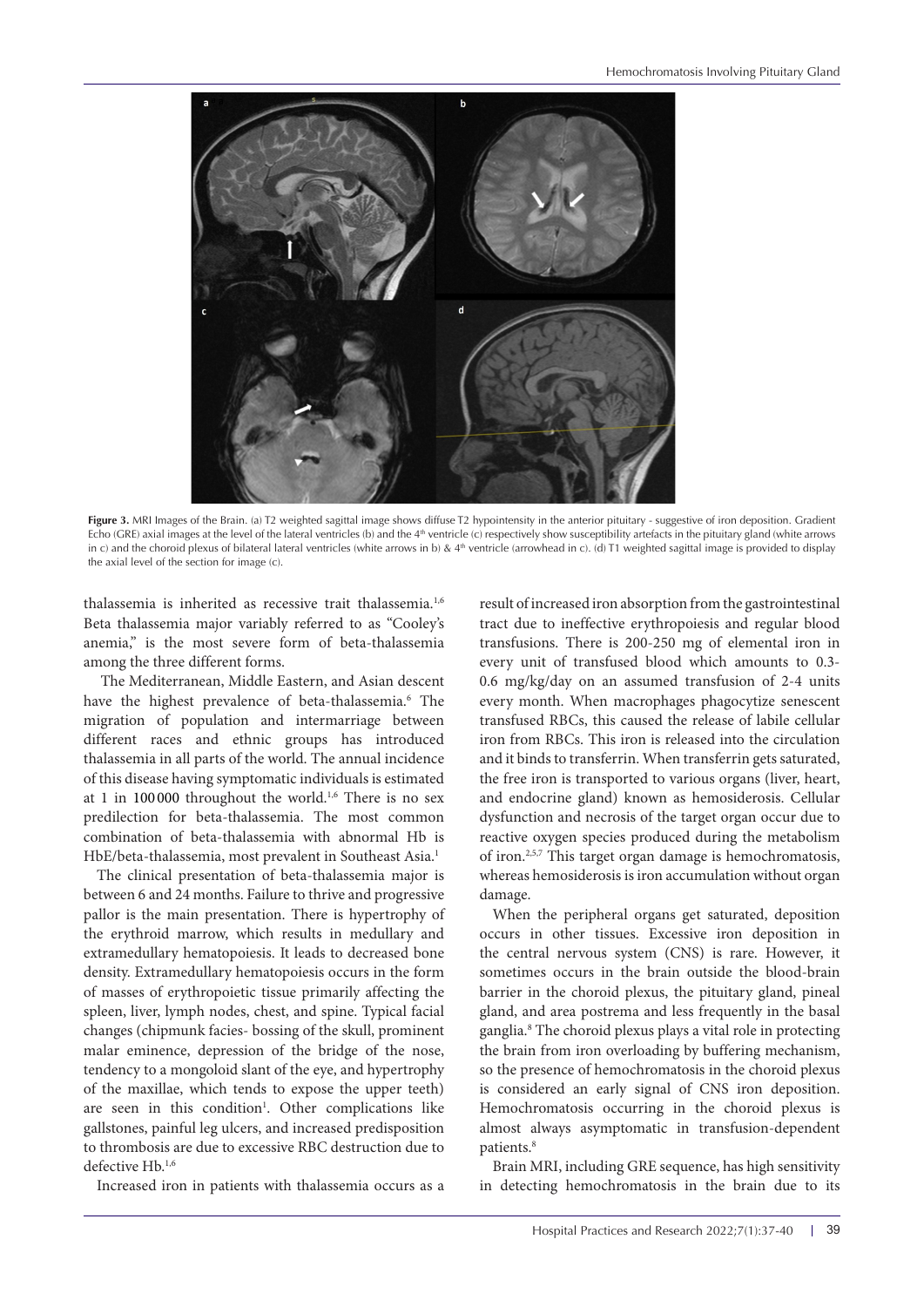**Figure 3.** MRI Images of the Brain. (a) T2 weighted sagittal image shows diffuse T2 hypointensity in the anterior pituitary - suggestive of iron deposition. Gradient Echo (GRE) axial images at the level of the lateral ventricles (b) and the 4th ventricle (c) respectively show susceptibility artefacts in the pituitary gland (white arrows in c) and the choroid plexus of bilateral lateral ventricles (white arrows in b) & 4th ventricle (arrowhead in c). (d) T1 weighted sagittal image is provided to display the axial level of the section for image (c).

thalassemia is inherited as recessive trait thalassemia.[1,6] Beta thalassemia major variably referred to as "Cooley's anemia," is the most severe form of beta-thalassemia among the three different forms.

The Mediterranean, Middle Eastern, and Asian descent have the highest prevalence of beta-thalassemia.[6] The migration of population and intermarriage between different races and ethnic groups has introduced thalassemia in all parts of the world. The annual incidence of this disease having symptomatic individuals is estimated at 1 in 100 000 throughout the world.[1,6] There is no sex predilection for beta-thalassemia. The most common combination of beta-thalassemia with abnormal Hb is HbE/beta-thalassemia, most prevalent in Southeast Asia.[1]

The clinical presentation of beta-thalassemia major is between 6 and 24 months. Failure to thrive and progressive pallor is the main presentation. There is hypertrophy of the erythroid marrow, which results in medullary and extramedullary hematopoiesis. It leads to decreased bone density. Extramedullary hematopoiesis occurs in the form of masses of erythropoietic tissue primarily affecting the spleen, liver, lymph nodes, chest, and spine. Typical facial changes (chipmunk facies- bossing of the skull, prominent malar eminence, depression of the bridge of the nose, tendency to a mongoloid slant of the eye, and hypertrophy of the maxillae, which tends to expose the upper teeth) are seen in this condition[1]. Other complications like gallstones, painful leg ulcers, and increased predisposition to thrombosis are due to excessive RBC destruction due to defective Hb.[1,6]

Increased iron in patients with thalassemia occurs as a result of increased iron absorption from the gastrointestinal tract due to ineffective erythropoiesis and regular blood transfusions. There is 200-250 mg of elemental iron in every unit of transfused blood which amounts to 0.3-0.6 mg/kg/day on an assumed transfusion of 2-4 units every month. When macrophages phagocytize senescent transfused RBCs, this caused the release of labile cellular iron from RBCs. This iron is released into the circulation and it binds to transferrin. When transferrin gets saturated, the free iron is transported to various organs (liver, heart, and endocrine gland) known as hemosiderosis. Cellular dysfunction and necrosis of the target organ occur due to reactive oxygen species produced during the metabolism of iron.[2,5,7] This target organ damage is hemochromatosis, whereas hemosiderosis is iron accumulation without organ damage.

When the peripheral organs get saturated, deposition occurs in other tissues. Excessive iron deposition in the central nervous system (CNS) is rare. However, it sometimes occurs in the brain outside the blood-brain barrier in the choroid plexus, the pituitary gland, pineal gland, and area postrema and less frequently in the basal ganglia.[8] The choroid plexus plays a vital role in protecting the brain from iron overloading by buffering mechanism, so the presence of hemochromatosis in the choroid plexus is considered an early signal of CNS iron deposition. Hemochromatosis occurring in the choroid plexus is almost always asymptomatic in transfusion-dependent patients.[8]

Brain MRI, including GRE sequence, has high sensitivity in detecting hemochromatosis in the brain due to its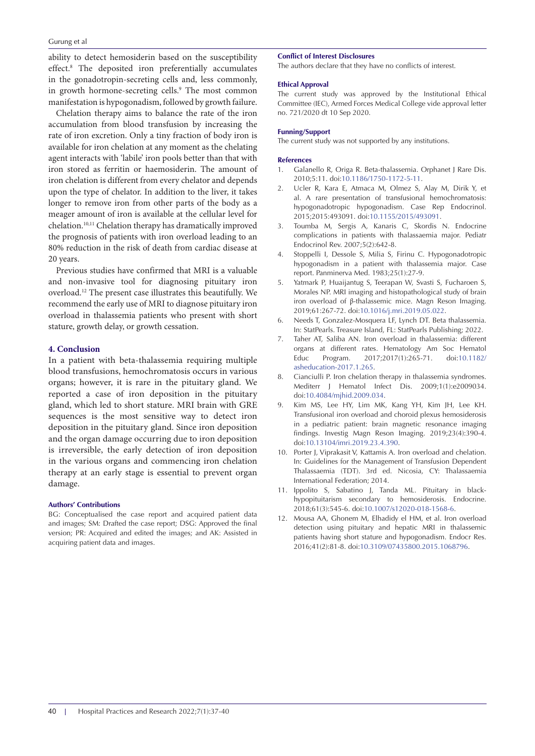ability to detect hemosiderin based on the susceptibility effect.[8] The deposited iron preferentially accumulates in the gonadotropin-secreting cells and, less commonly, in growth hormone-secreting cells.[9] The most common manifestation is hypogonadism, followed by growth failure.

Chelation therapy aims to balance the rate of the iron accumulation from blood transfusion by increasing the rate of iron excretion. Only a tiny fraction of body iron is available for iron chelation at any moment as the chelating agent interacts with 'labile' iron pools better than that with iron stored as ferritin or haemosiderin. The amount of iron chelation is different from every chelator and depends upon the type of chelator. In addition to the liver, it takes longer to remove iron from other parts of the body as a meager amount of iron is available at the cellular level for chelation.[10,11] Chelation therapy has dramatically improved the prognosis of patients with iron overload leading to an 80% reduction in the risk of death from cardiac disease at 20 years.

Previous studies have confirmed that MRI is a valuable and non-invasive tool for diagnosing pituitary iron overload.[12] The present case illustrates this beautifully. We recommend the early use of MRI to diagnose pituitary iron overload in thalassemia patients who present with short stature, growth delay, or growth cessation.

## 4. Conclusion

In a patient with beta-thalassemia requiring multiple blood transfusions, hemochromatosis occurs in various organs; however, it is rare in the pituitary gland. We reported a case of iron deposition in the pituitary gland, which led to short stature. MRI brain with GRE sequences is the most sensitive way to detect iron deposition in the pituitary gland. Since iron deposition and the organ damage occurring due to iron deposition is irreversible, the early detection of iron deposition in the various organs and commencing iron chelation therapy at an early stage is essential to prevent organ damage.

#### Authors' Contributions

BG: Conceptualised the case report and acquired patient data and images; SM: Drafted the case report; DSG: Approved the final version; PR: Acquired and edited the images; and AK: Assisted in acquiring patient data and images.

#### Conflict of Interest Disclosures

The authors declare that they have no conflicts of interest.

#### Ethical Approval

The current study was approved by the Institutional Ethical Committee (IEC), Armed Forces Medical College vide approval letter no. 721/2020 dt 10 Sep 2020.

#### Funning/Support

The current study was not supported by any institutions.

#### References

1. Galanello R, Origa R. Beta-thalassemia. Orphanet J Rare Dis. 2010;5:11. doi:10.1186/1750-1172-5-11.
2. Ucler R, Kara E, Atmaca M, Olmez S, Alay M, Dirik Y, et al. A rare presentation of transfusional hemochromatosis: hypogonadotropic hypogonadism. Case Rep Endocrinol. 2015;2015:493091. doi:10.1155/2015/493091.
3. Toumba M, Sergis A, Kanaris C, Skordis N. Endocrine complications in patients with thalassaemia major. Pediatr Endocrinol Rev. 2007;5(2):642-8.
4. Stoppelli I, Dessole S, Milia S, Firinu C. Hypogonadotropic hypogonadism in a patient with thalassemia major. Case report. Panminerva Med. 1983;25(1):27-9.
5. Yatmark P, Huaijantug S, Teerapan W, Svasti S, Fucharoen S, Morales NP. MRI imaging and histopathological study of brain iron overload of β-thalassemic mice. Magn Reson Imaging. 2019;61:267-72. doi:10.1016/j.mri.2019.05.022.
6. Needs T, Gonzalez-Mosquera LF, Lynch DT. Beta thalassemia. In: StatPearls. Treasure Island, FL: StatPearls Publishing; 2022.
7. Taher AT, Saliba AN. Iron overload in thalassemia: different organs at different rates. Hematology Am Soc Hematol Educ Program. 2017;2017(1):265-71. doi:10.1182/asheducation-2017.1.265.
8. Cianciulli P. Iron chelation therapy in thalassemia syndromes. Mediterr J Hematol Infect Dis. 2009;1(1):e2009034. doi:10.4084/mjhid.2009.034.
9. Kim MS, Lee HY, Lim MK, Kang YH, Kim JH, Lee KH. Transfusional iron overload and choroid plexus hemosiderosis in a pediatric patient: brain magnetic resonance imaging findings. Investig Magn Reson Imaging. 2019;23(4):390-4. doi:10.13104/imri.2019.23.4.390.
10. Porter J, Viprakasit V, Kattamis A. Iron overload and chelation. In: Guidelines for the Management of Transfusion Dependent Thalassaemia (TDT). 3rd ed. Nicosia, CY: Thalassaemia International Federation; 2014.
11. Ippolito S, Sabatino J, Tanda ML. Pituitary in black-hypopituitarism secondary to hemosiderosis. Endocrine. 2018;61(3):545-6. doi:10.1007/s12020-018-1568-6.
12. Mousa AA, Ghonem M, Elhadidy el HM, et al. Iron overload detection using pituitary and hepatic MRI in thalassemic patients having short stature and hypogonadism. Endocr Res. 2016;41(2):81-8. doi:10.3109/07435800.2015.1068796.